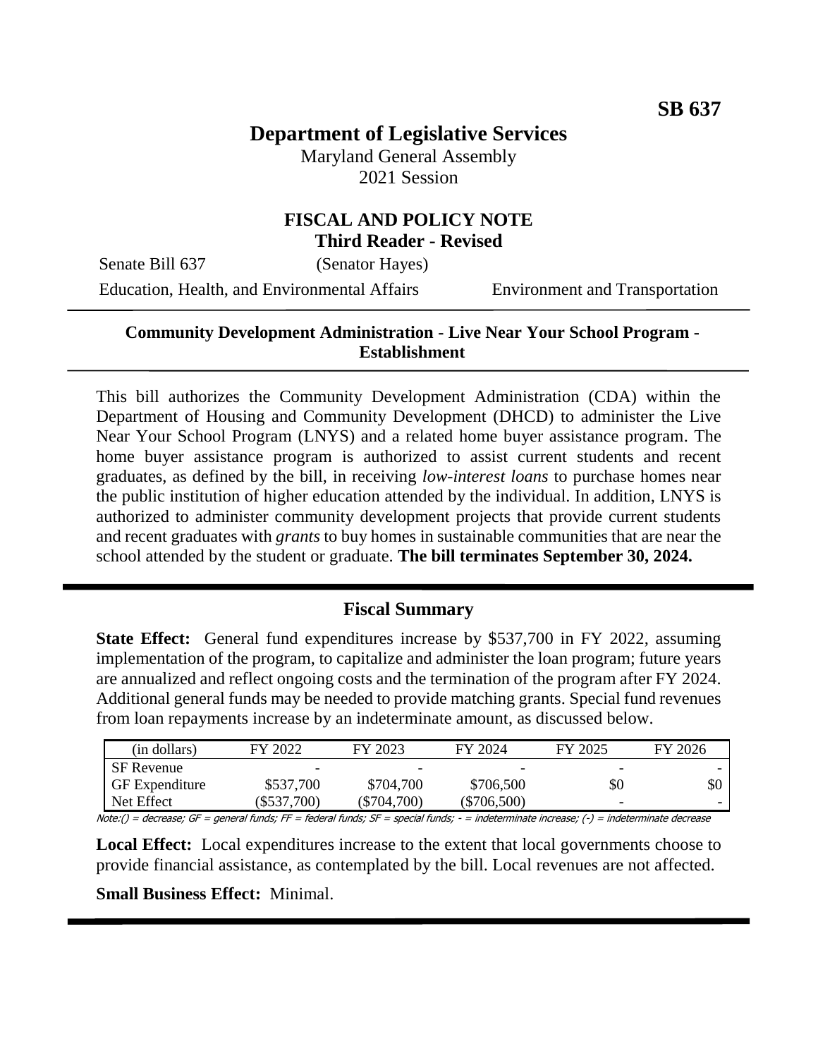**SB 637**

# Department of Legislative Services

Maryland General Assembly
2021 Session

## FISCAL AND POLICY NOTE
**Third Reader - Revised**

Senate Bill 637 (Senator Hayes)

Education, Health, and Environmental Affairs     Environment and Transportation

---

**Community Development Administration - Live Near Your School Program - Establishment**

---

This bill authorizes the Community Development Administration (CDA) within the Department of Housing and Community Development (DHCD) to administer the Live Near Your School Program (LNYS) and a related home buyer assistance program. The home buyer assistance program is authorized to assist current students and recent graduates, as defined by the bill, in receiving *low-interest loans* to purchase homes near the public institution of higher education attended by the individual. In addition, LNYS is authorized to administer community development projects that provide current students and recent graduates with *grants* to buy homes in sustainable communities that are near the school attended by the student or graduate. **The bill terminates September 30, 2024.**

---

## Fiscal Summary

**State Effect:** General fund expenditures increase by $537,700 in FY 2022, assuming implementation of the program, to capitalize and administer the loan program; future years are annualized and reflect ongoing costs and the termination of the program after FY 2024. Additional general funds may be needed to provide matching grants. Special fund revenues from loan repayments increase by an indeterminate amount, as discussed below.

| (in dollars) | FY 2022 | FY 2023 | FY 2024 | FY 2025 | FY 2026 |
|---|---|---|---|---|---|
| SF Revenue | - | - | - | - | - |
| GF Expenditure | $537,700 | $704,700 | $706,500 | $0 | $0 |
| Net Effect | ($537,700) | ($704,700) | ($706,500) | - | - |

Note:() = decrease; GF = general funds; FF = federal funds; SF = special funds; - = indeterminate increase; (-) = indeterminate decrease

**Local Effect:** Local expenditures increase to the extent that local governments choose to provide financial assistance, as contemplated by the bill. Local revenues are not affected.

**Small Business Effect:** Minimal.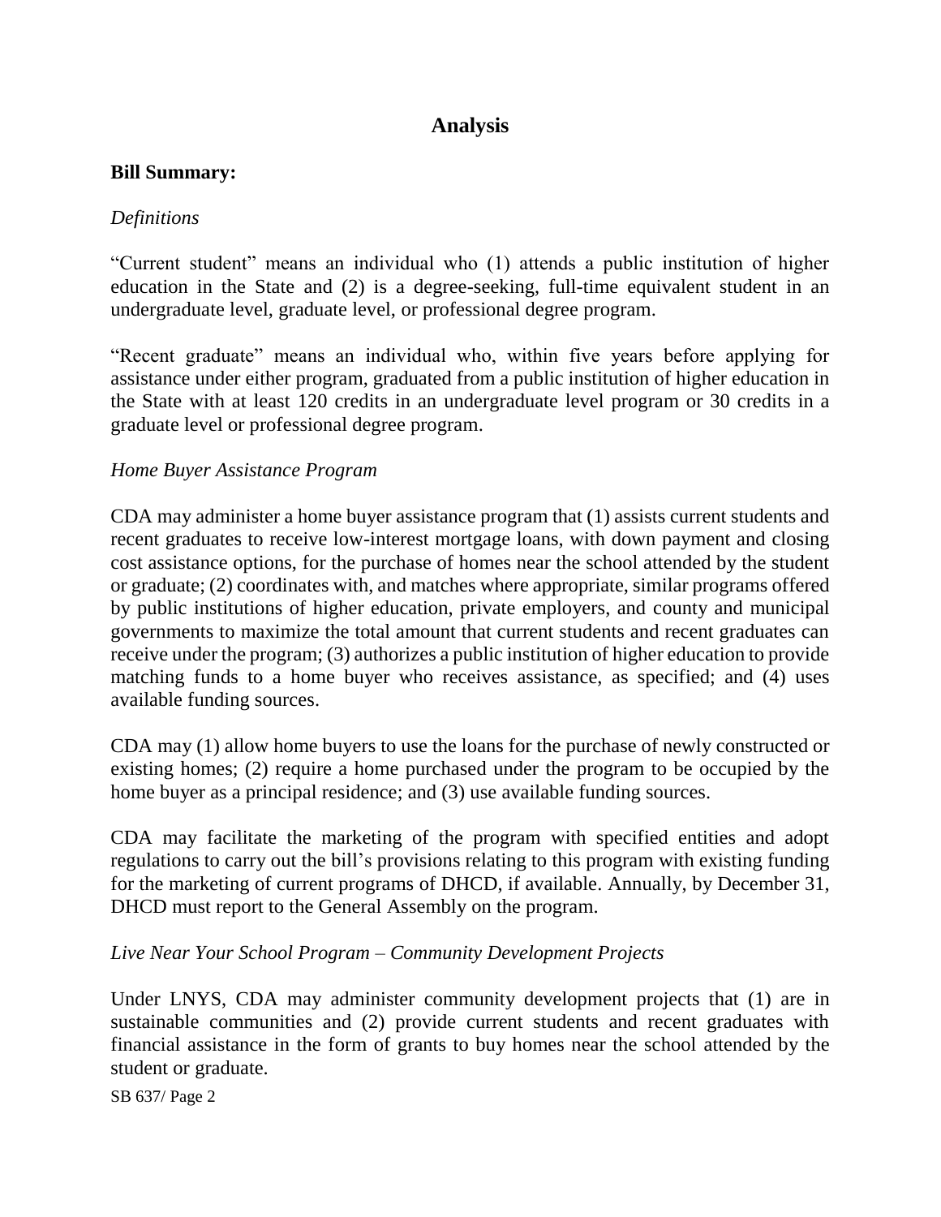## Analysis

**Bill Summary:**

*Definitions*

"Current student" means an individual who (1) attends a public institution of higher education in the State and (2) is a degree-seeking, full-time equivalent student in an undergraduate level, graduate level, or professional degree program.

"Recent graduate" means an individual who, within five years before applying for assistance under either program, graduated from a public institution of higher education in the State with at least 120 credits in an undergraduate level program or 30 credits in a graduate level or professional degree program.

*Home Buyer Assistance Program*

CDA may administer a home buyer assistance program that (1) assists current students and recent graduates to receive low-interest mortgage loans, with down payment and closing cost assistance options, for the purchase of homes near the school attended by the student or graduate; (2) coordinates with, and matches where appropriate, similar programs offered by public institutions of higher education, private employers, and county and municipal governments to maximize the total amount that current students and recent graduates can receive under the program; (3) authorizes a public institution of higher education to provide matching funds to a home buyer who receives assistance, as specified; and (4) uses available funding sources.

CDA may (1) allow home buyers to use the loans for the purchase of newly constructed or existing homes; (2) require a home purchased under the program to be occupied by the home buyer as a principal residence; and (3) use available funding sources.

CDA may facilitate the marketing of the program with specified entities and adopt regulations to carry out the bill's provisions relating to this program with existing funding for the marketing of current programs of DHCD, if available. Annually, by December 31, DHCD must report to the General Assembly on the program.

*Live Near Your School Program – Community Development Projects*

Under LNYS, CDA may administer community development projects that (1) are in sustainable communities and (2) provide current students and recent graduates with financial assistance in the form of grants to buy homes near the school attended by the student or graduate.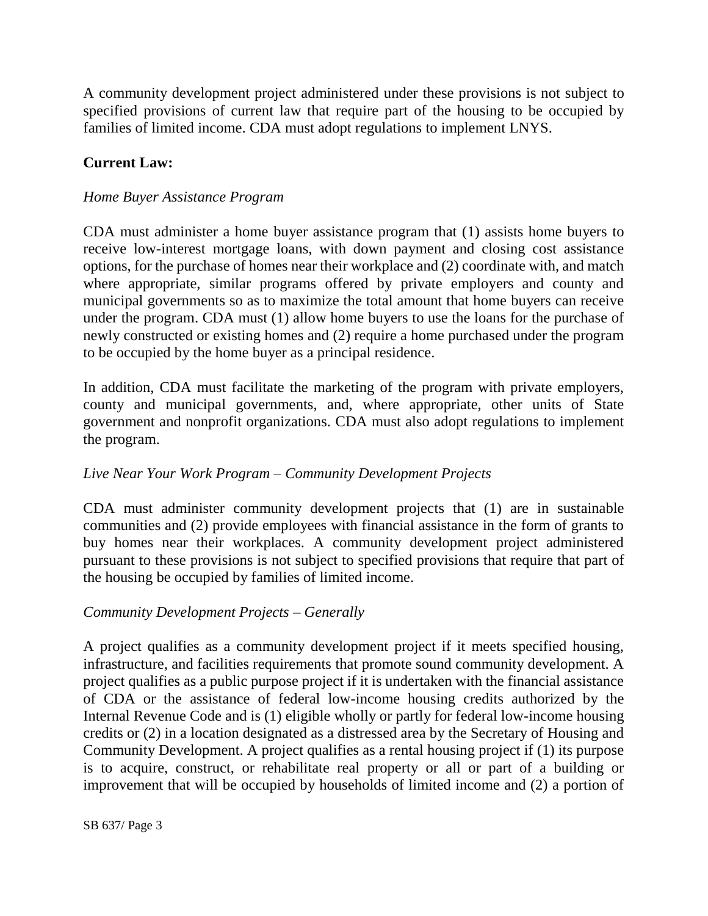A community development project administered under these provisions is not subject to specified provisions of current law that require part of the housing to be occupied by families of limited income. CDA must adopt regulations to implement LNYS.

**Current Law:**

*Home Buyer Assistance Program*

CDA must administer a home buyer assistance program that (1) assists home buyers to receive low-interest mortgage loans, with down payment and closing cost assistance options, for the purchase of homes near their workplace and (2) coordinate with, and match where appropriate, similar programs offered by private employers and county and municipal governments so as to maximize the total amount that home buyers can receive under the program. CDA must (1) allow home buyers to use the loans for the purchase of newly constructed or existing homes and (2) require a home purchased under the program to be occupied by the home buyer as a principal residence.

In addition, CDA must facilitate the marketing of the program with private employers, county and municipal governments, and, where appropriate, other units of State government and nonprofit organizations. CDA must also adopt regulations to implement the program.

*Live Near Your Work Program – Community Development Projects*

CDA must administer community development projects that (1) are in sustainable communities and (2) provide employees with financial assistance in the form of grants to buy homes near their workplaces. A community development project administered pursuant to these provisions is not subject to specified provisions that require that part of the housing be occupied by families of limited income.

*Community Development Projects – Generally*

A project qualifies as a community development project if it meets specified housing, infrastructure, and facilities requirements that promote sound community development. A project qualifies as a public purpose project if it is undertaken with the financial assistance of CDA or the assistance of federal low-income housing credits authorized by the Internal Revenue Code and is (1) eligible wholly or partly for federal low-income housing credits or (2) in a location designated as a distressed area by the Secretary of Housing and Community Development. A project qualifies as a rental housing project if (1) its purpose is to acquire, construct, or rehabilitate real property or all or part of a building or improvement that will be occupied by households of limited income and (2) a portion of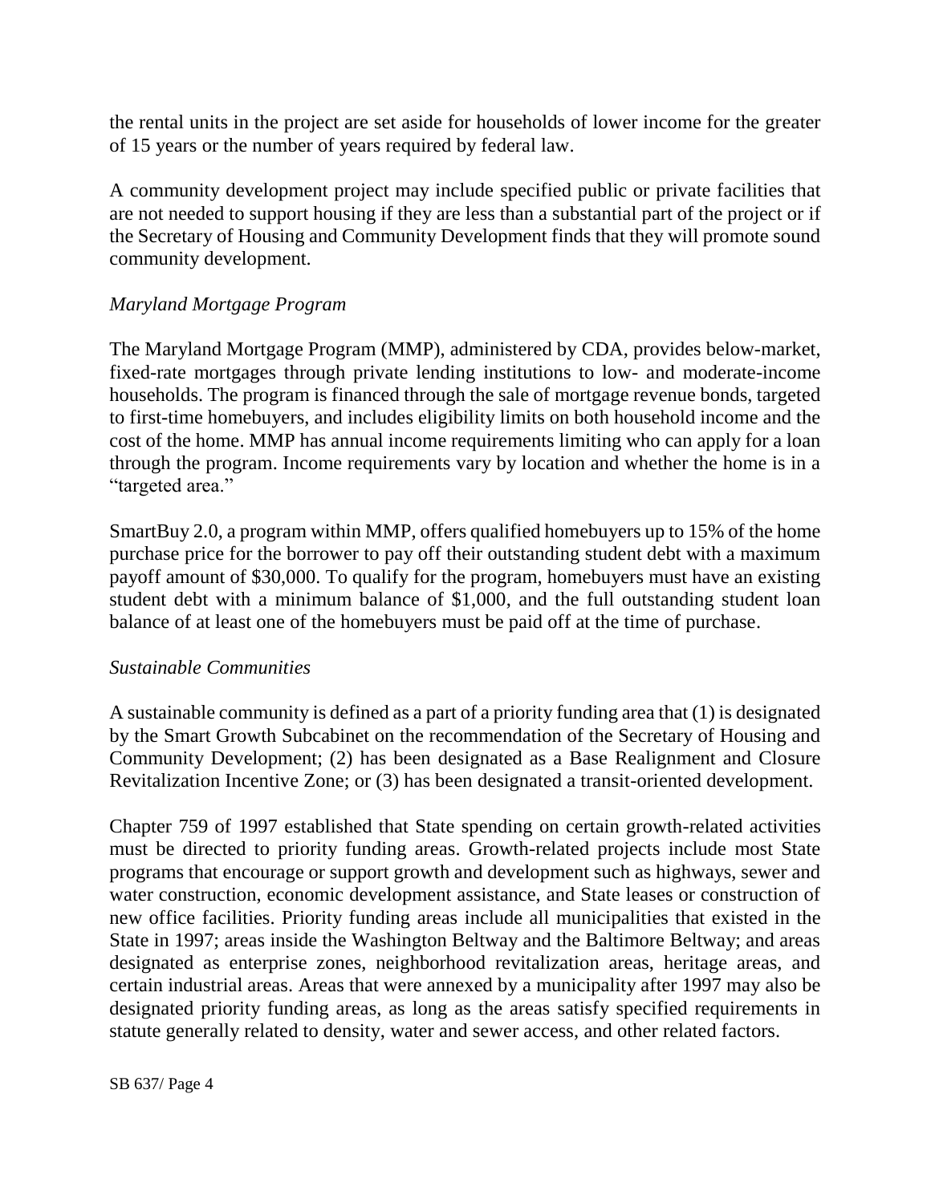the rental units in the project are set aside for households of lower income for the greater of 15 years or the number of years required by federal law.

A community development project may include specified public or private facilities that are not needed to support housing if they are less than a substantial part of the project or if the Secretary of Housing and Community Development finds that they will promote sound community development.

*Maryland Mortgage Program*

The Maryland Mortgage Program (MMP), administered by CDA, provides below-market, fixed-rate mortgages through private lending institutions to low- and moderate-income households. The program is financed through the sale of mortgage revenue bonds, targeted to first-time homebuyers, and includes eligibility limits on both household income and the cost of the home. MMP has annual income requirements limiting who can apply for a loan through the program. Income requirements vary by location and whether the home is in a "targeted area."

SmartBuy 2.0, a program within MMP, offers qualified homebuyers up to 15% of the home purchase price for the borrower to pay off their outstanding student debt with a maximum payoff amount of $30,000. To qualify for the program, homebuyers must have an existing student debt with a minimum balance of $1,000, and the full outstanding student loan balance of at least one of the homebuyers must be paid off at the time of purchase.

*Sustainable Communities*

A sustainable community is defined as a part of a priority funding area that (1) is designated by the Smart Growth Subcabinet on the recommendation of the Secretary of Housing and Community Development; (2) has been designated as a Base Realignment and Closure Revitalization Incentive Zone; or (3) has been designated a transit-oriented development.

Chapter 759 of 1997 established that State spending on certain growth-related activities must be directed to priority funding areas. Growth-related projects include most State programs that encourage or support growth and development such as highways, sewer and water construction, economic development assistance, and State leases or construction of new office facilities. Priority funding areas include all municipalities that existed in the State in 1997; areas inside the Washington Beltway and the Baltimore Beltway; and areas designated as enterprise zones, neighborhood revitalization areas, heritage areas, and certain industrial areas. Areas that were annexed by a municipality after 1997 may also be designated priority funding areas, as long as the areas satisfy specified requirements in statute generally related to density, water and sewer access, and other related factors.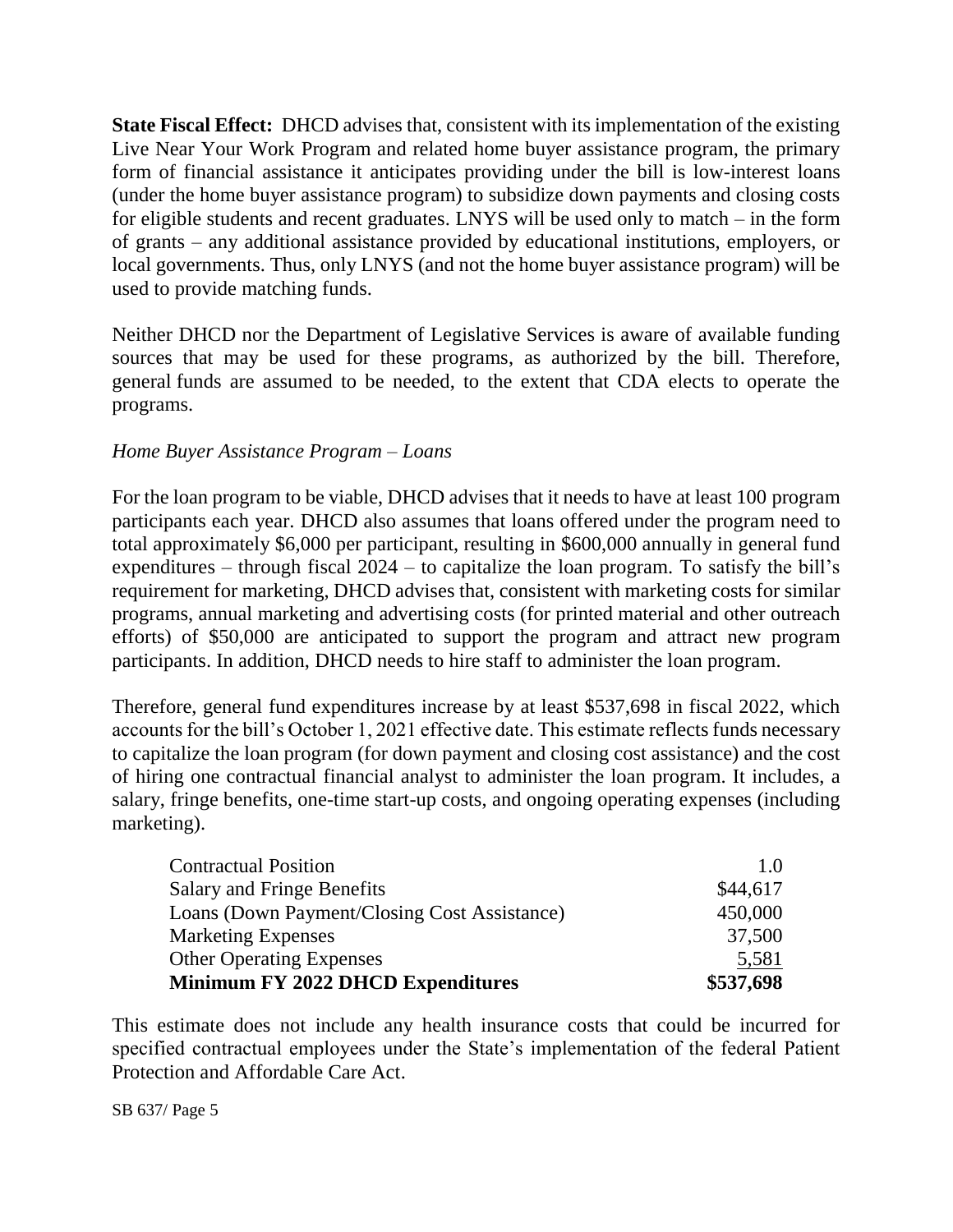**State Fiscal Effect:** DHCD advises that, consistent with its implementation of the existing Live Near Your Work Program and related home buyer assistance program, the primary form of financial assistance it anticipates providing under the bill is low-interest loans (under the home buyer assistance program) to subsidize down payments and closing costs for eligible students and recent graduates. LNYS will be used only to match – in the form of grants – any additional assistance provided by educational institutions, employers, or local governments. Thus, only LNYS (and not the home buyer assistance program) will be used to provide matching funds.

Neither DHCD nor the Department of Legislative Services is aware of available funding sources that may be used for these programs, as authorized by the bill. Therefore, general funds are assumed to be needed, to the extent that CDA elects to operate the programs.

*Home Buyer Assistance Program – Loans*

For the loan program to be viable, DHCD advises that it needs to have at least 100 program participants each year. DHCD also assumes that loans offered under the program need to total approximately $6,000 per participant, resulting in $600,000 annually in general fund expenditures – through fiscal 2024 – to capitalize the loan program. To satisfy the bill's requirement for marketing, DHCD advises that, consistent with marketing costs for similar programs, annual marketing and advertising costs (for printed material and other outreach efforts) of $50,000 are anticipated to support the program and attract new program participants. In addition, DHCD needs to hire staff to administer the loan program.

Therefore, general fund expenditures increase by at least $537,698 in fiscal 2022, which accounts for the bill's October 1, 2021 effective date. This estimate reflects funds necessary to capitalize the loan program (for down payment and closing cost assistance) and the cost of hiring one contractual financial analyst to administer the loan program. It includes, a salary, fringe benefits, one-time start-up costs, and ongoing operating expenses (including marketing).

| | |
|---|---|
| Contractual Position | 1.0 |
| Salary and Fringe Benefits | $44,617 |
| Loans (Down Payment/Closing Cost Assistance) | 450,000 |
| Marketing Expenses | 37,500 |
| Other Operating Expenses | 5,581 |
| **Minimum FY 2022 DHCD Expenditures** | **$537,698** |

This estimate does not include any health insurance costs that could be incurred for specified contractual employees under the State's implementation of the federal Patient Protection and Affordable Care Act.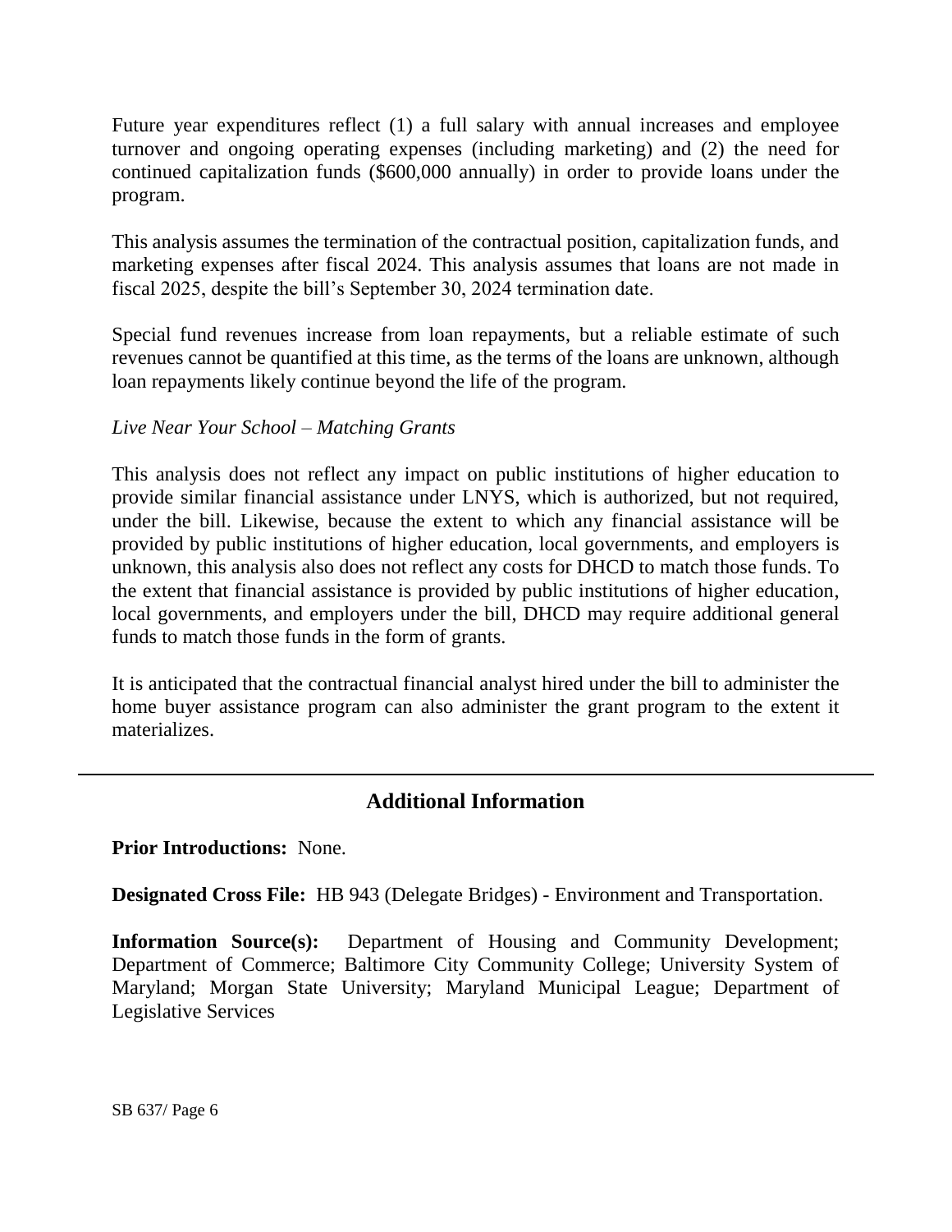Future year expenditures reflect (1) a full salary with annual increases and employee turnover and ongoing operating expenses (including marketing) and (2) the need for continued capitalization funds ($600,000 annually) in order to provide loans under the program.

This analysis assumes the termination of the contractual position, capitalization funds, and marketing expenses after fiscal 2024. This analysis assumes that loans are not made in fiscal 2025, despite the bill's September 30, 2024 termination date.

Special fund revenues increase from loan repayments, but a reliable estimate of such revenues cannot be quantified at this time, as the terms of the loans are unknown, although loan repayments likely continue beyond the life of the program.

*Live Near Your School – Matching Grants*

This analysis does not reflect any impact on public institutions of higher education to provide similar financial assistance under LNYS, which is authorized, but not required, under the bill. Likewise, because the extent to which any financial assistance will be provided by public institutions of higher education, local governments, and employers is unknown, this analysis also does not reflect any costs for DHCD to match those funds. To the extent that financial assistance is provided by public institutions of higher education, local governments, and employers under the bill, DHCD may require additional general funds to match those funds in the form of grants.

It is anticipated that the contractual financial analyst hired under the bill to administer the home buyer assistance program can also administer the grant program to the extent it materializes.

---

## Additional Information

**Prior Introductions:** None.

**Designated Cross File:** HB 943 (Delegate Bridges) - Environment and Transportation.

**Information Source(s):** Department of Housing and Community Development; Department of Commerce; Baltimore City Community College; University System of Maryland; Morgan State University; Maryland Municipal League; Department of Legislative Services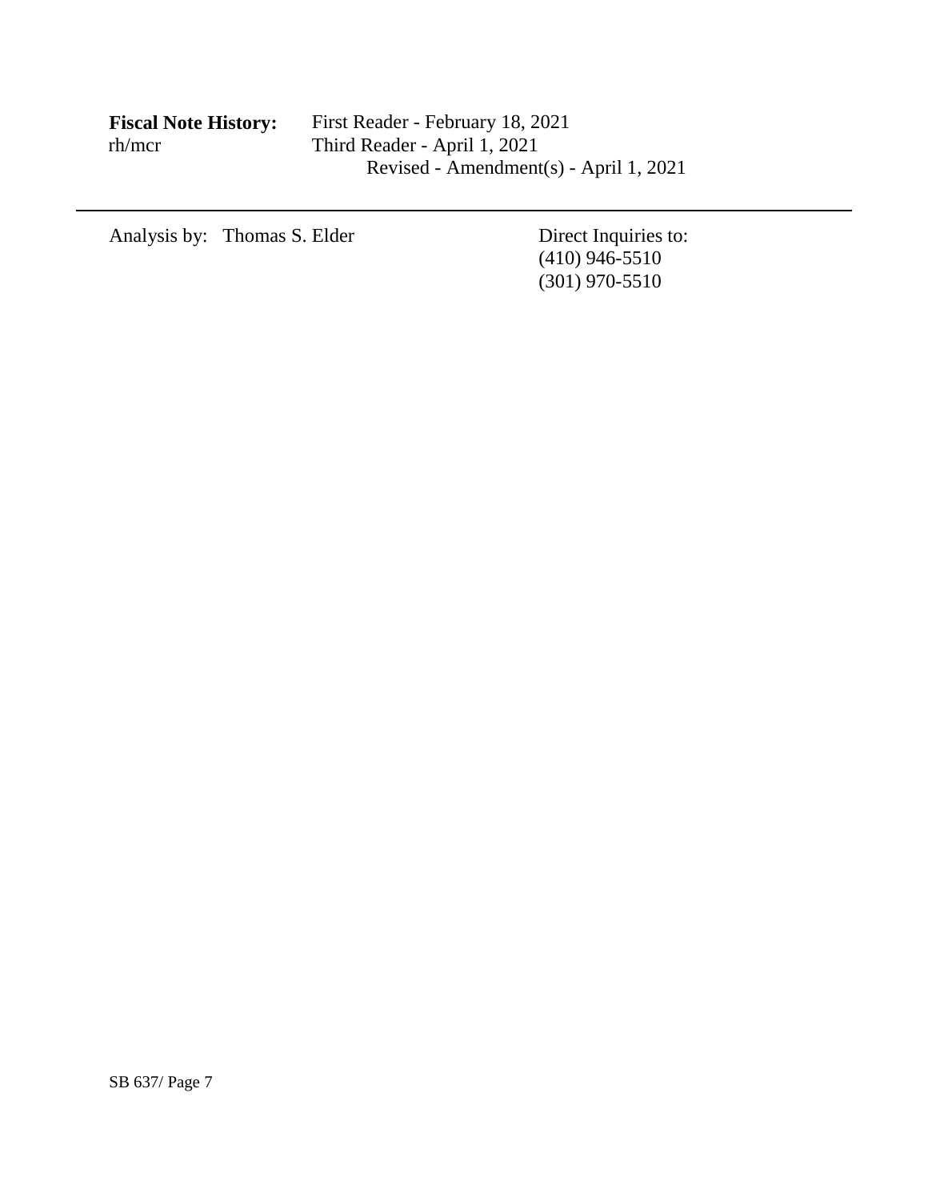| | |
|---|---|
| **Fiscal Note History:** | First Reader - February 18, 2021 |
| rh/mcr | Third Reader - April 1, 2021 |
| | Revised - Amendment(s) - April 1, 2021 |

---

Analysis by: Thomas S. Elder

Direct Inquiries to:
(410) 946-5510
(301) 970-5510